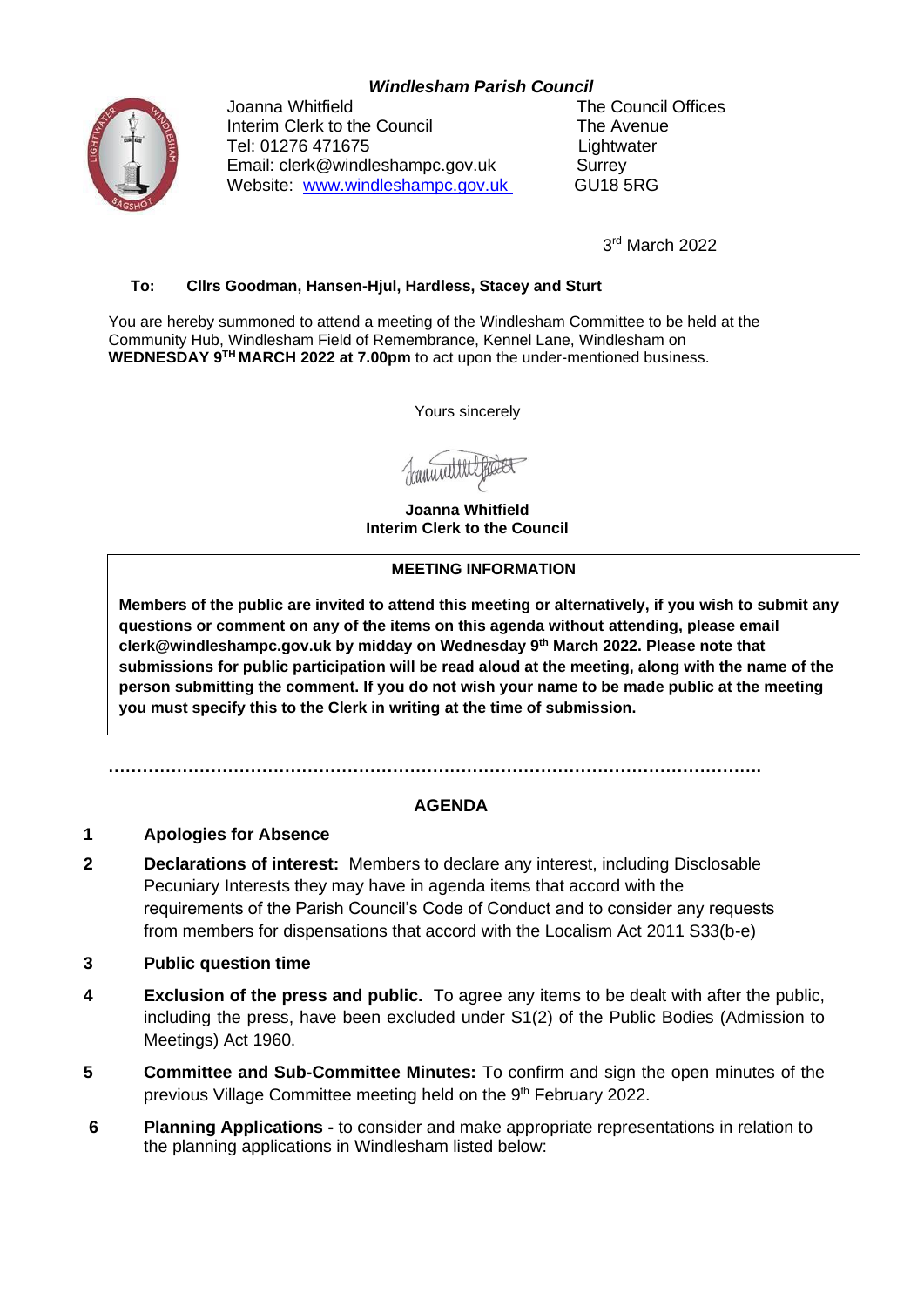***Windlesham Parish Council***

Joanna Whitfield
Interim Clerk to the Council
Tel: 01276 471675
Email: clerk@windleshampc.gov.uk
Website: [www.windleshampc.gov.uk](http://www.windleshampc.gov.uk)

The Council Offices
The Avenue
Lightwater
Surrey
GU18 5RG

3rd March 2022

**To: Cllrs Goodman, Hansen-Hjul, Hardless, Stacey and Sturt**

You are hereby summoned to attend a meeting of the Windlesham Committee to be held at the Community Hub, Windlesham Field of Remembrance, Kennel Lane, Windlesham on **WEDNESDAY 9TH MARCH 2022 at 7.00pm** to act upon the under-mentioned business.

Yours sincerely

**Joanna Whitfield**
**Interim Clerk to the Council**

**MEETING INFORMATION**

**Members of the public are invited to attend this meeting or alternatively, if you wish to submit any questions or comment on any of the items on this agenda without attending, please email clerk@windleshampc.gov.uk by midday on Wednesday 9th March 2022. Please note that submissions for public participation will be read aloud at the meeting, along with the name of the person submitting the comment. If you do not wish your name to be made public at the meeting you must specify this to the Clerk in writing at the time of submission.**

…………………………………………………………………………………………………….

## AGENDA

**1 Apologies for Absence**

**2 Declarations of interest:** Members to declare any interest, including Disclosable Pecuniary Interests they may have in agenda items that accord with the requirements of the Parish Council's Code of Conduct and to consider any requests from members for dispensations that accord with the Localism Act 2011 S33(b-e)

**3 Public question time**

**4 Exclusion of the press and public.** To agree any items to be dealt with after the public, including the press, have been excluded under S1(2) of the Public Bodies (Admission to Meetings) Act 1960.

**5 Committee and Sub-Committee Minutes:** To confirm and sign the open minutes of the previous Village Committee meeting held on the 9th February 2022.

**6 Planning Applications -** to consider and make appropriate representations in relation to the planning applications in Windlesham listed below: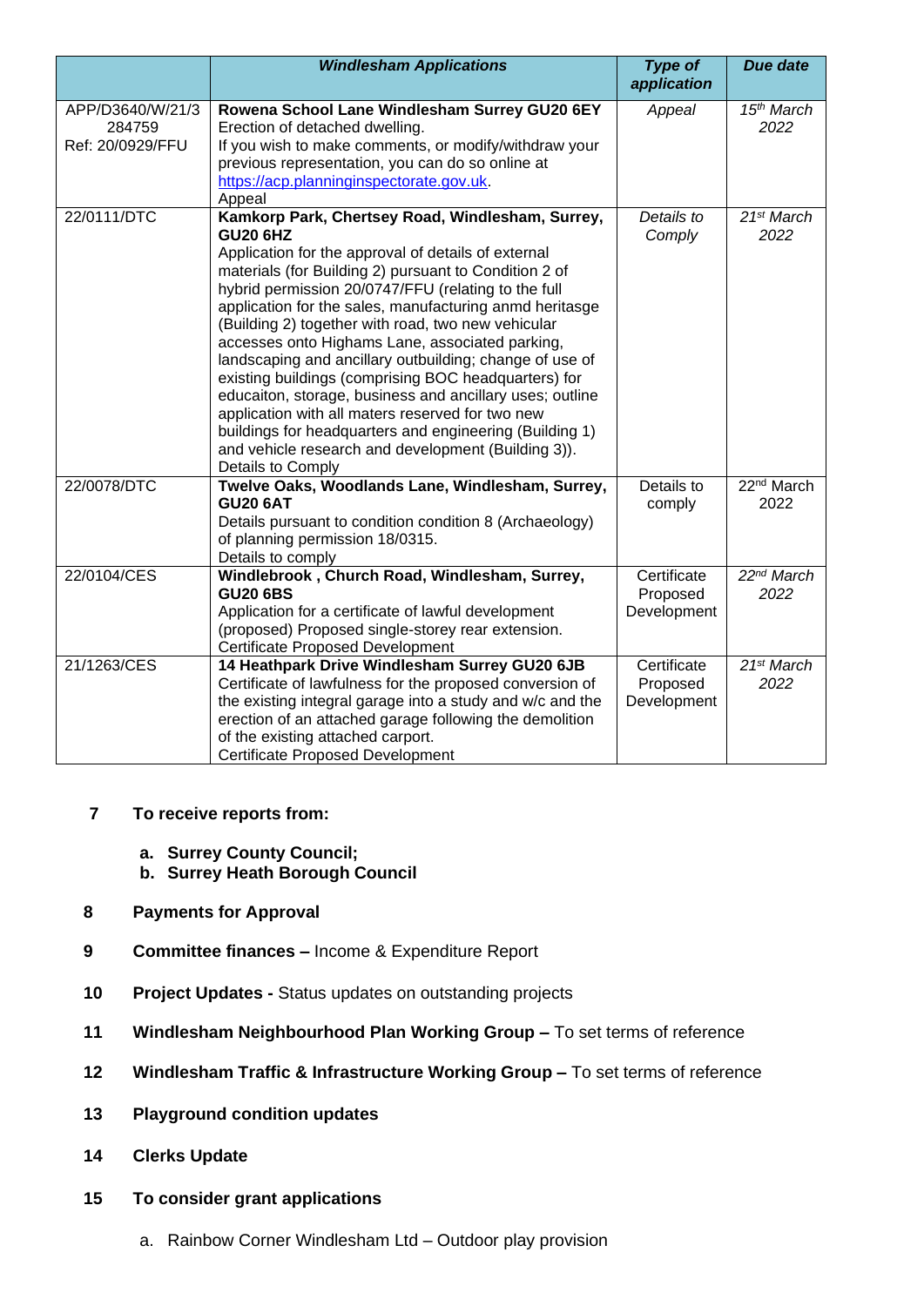| | ***Windlesham Applications*** | ***Type of application*** | ***Due date*** |
|---|---|---|---|
| APP/D3640/W/21/3 284759 Ref: 20/0929/FFU | **Rowena School Lane Windlesham Surrey GU20 6EY** Erection of detached dwelling. If you wish to make comments, or modify/withdraw your previous representation, you can do so online at https://acp.planninginspectorate.gov.uk. Appeal | *Appeal* | *15th March 2022* |
| 22/0111/DTC | **Kamkorp Park, Chertsey Road, Windlesham, Surrey, GU20 6HZ** Application for the approval of details of external materials (for Building 2) pursuant to Condition 2 of hybrid permission 20/0747/FFU (relating to the full application for the sales, manufacturing anmd heritasge (Building 2) together with road, two new vehicular accesses onto Highams Lane, associated parking, landscaping and ancillary outbuilding; change of use of existing buildings (comprising BOC headquarters) for educaiton, storage, business and ancillary uses; outline application with all maters reserved for two new buildings for headquarters and engineering (Building 1) and vehicle research and development (Building 3)). Details to Comply | *Details to Comply* | *21st March 2022* |
| 22/0078/DTC | **Twelve Oaks, Woodlands Lane, Windlesham, Surrey, GU20 6AT** Details pursuant to condition condition 8 (Archaeology) of planning permission 18/0315. Details to comply | Details to comply | 22nd March 2022 |
| 22/0104/CES | **Windlebrook , Church Road, Windlesham, Surrey, GU20 6BS** Application for a certificate of lawful development (proposed) Proposed single-storey rear extension. Certificate Proposed Development | Certificate Proposed Development | *22nd March 2022* |
| 21/1263/CES | **14 Heathpark Drive Windlesham Surrey GU20 6JB** Certificate of lawfulness for the proposed conversion of the existing integral garage into a study and w/c and the erection of an attached garage following the demolition of the existing attached carport. Certificate Proposed Development | Certificate Proposed Development | *21st March 2022* |

**7 To receive reports from:**

a. **Surrey County Council;**
b. **Surrey Heath Borough Council**

**8 Payments for Approval**

**9 Committee finances –** Income & Expenditure Report

**10 Project Updates -** Status updates on outstanding projects

**11 Windlesham Neighbourhood Plan Working Group –** To set terms of reference

**12 Windlesham Traffic & Infrastructure Working Group –** To set terms of reference

**13 Playground condition updates**

**14 Clerks Update**

**15 To consider grant applications**

a. Rainbow Corner Windlesham Ltd – Outdoor play provision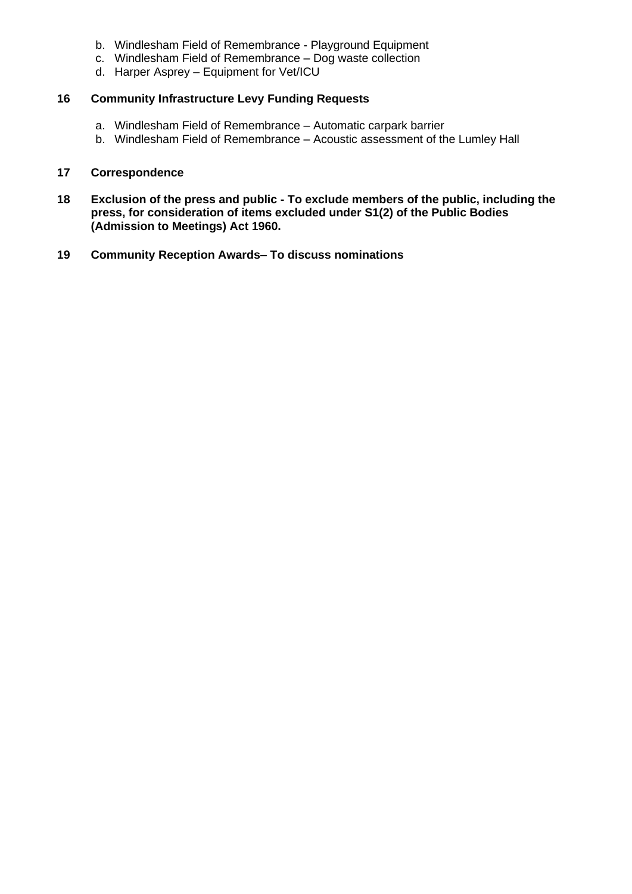b. Windlesham Field of Remembrance - Playground Equipment
c. Windlesham Field of Remembrance – Dog waste collection
d. Harper Asprey – Equipment for Vet/ICU

**16 Community Infrastructure Levy Funding Requests**

a. Windlesham Field of Remembrance – Automatic carpark barrier
b. Windlesham Field of Remembrance – Acoustic assessment of the Lumley Hall

**17 Correspondence**

**18 Exclusion of the press and public - To exclude members of the public, including the press, for consideration of items excluded under S1(2) of the Public Bodies (Admission to Meetings) Act 1960.**

**19 Community Reception Awards– To discuss nominations**